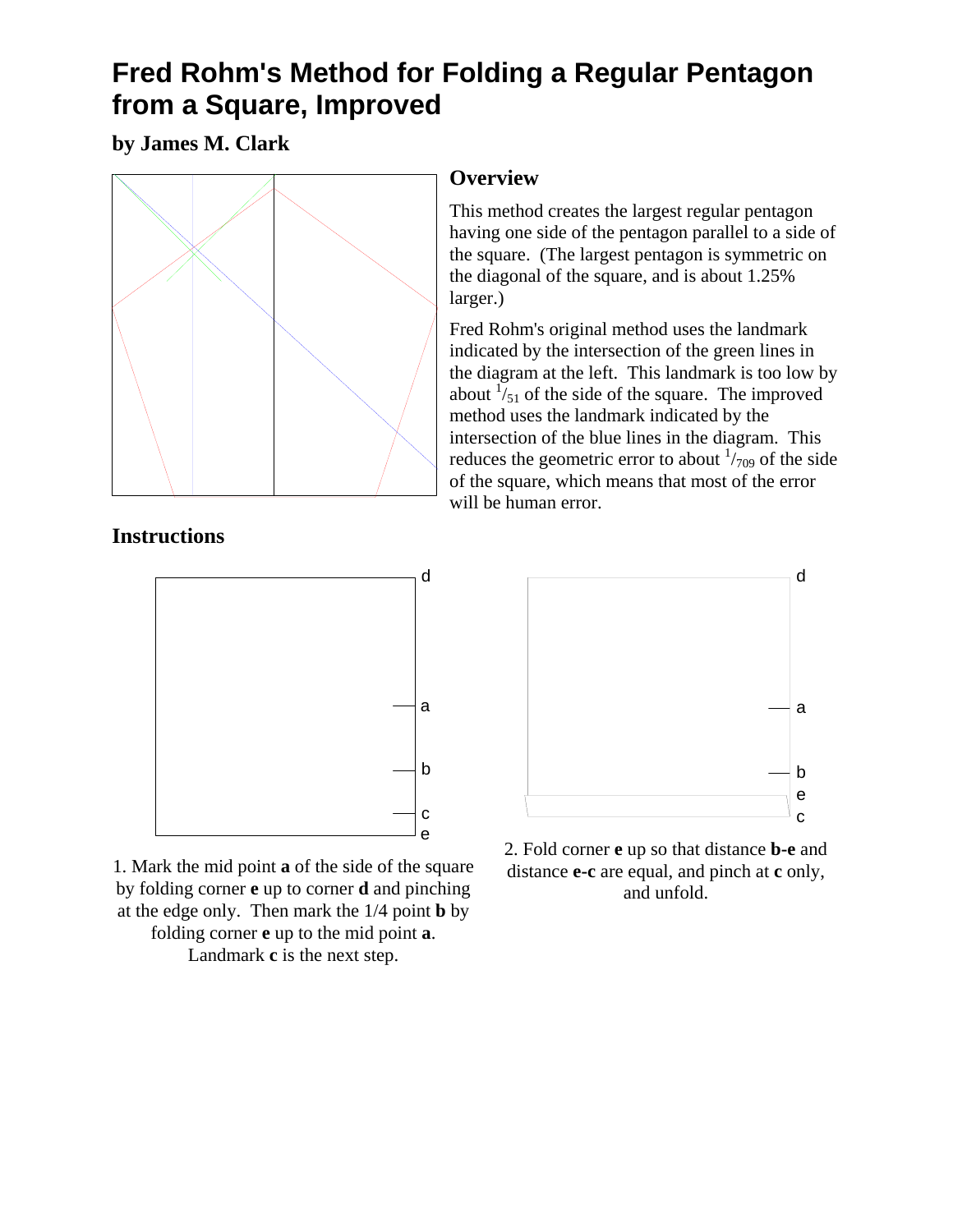# Fred Rohm's Method for Folding a Regular Pentagon from a Square, Improved

**by James M. Clark**

## Overview

This method creates the largest regular pentagon having one side of the pentagon parallel to a side of the square. (The largest pentagon is symmetric on the diagonal of the square, and is about 1.25% larger.)

Fred Rohm's original method uses the landmark indicated by the intersection of the green lines in the diagram at the left. This landmark is too low by about $^1/_{51}$ of the side of the square. The improved method uses the landmark indicated by the intersection of the blue lines in the diagram. This reduces the geometric error to about $^1/_{709}$ of the side of the square, which means that most of the error will be human error.

## Instructions

1. Mark the mid point **a** of the side of the square by folding corner **e** up to corner **d** and pinching at the edge only. Then mark the 1/4 point **b** by folding corner **e** up to the mid point **a**. Landmark **c** is the next step.

2. Fold corner **e** up so that distance **b**-**e** and distance **e-c** are equal, and pinch at **c** only, and unfold.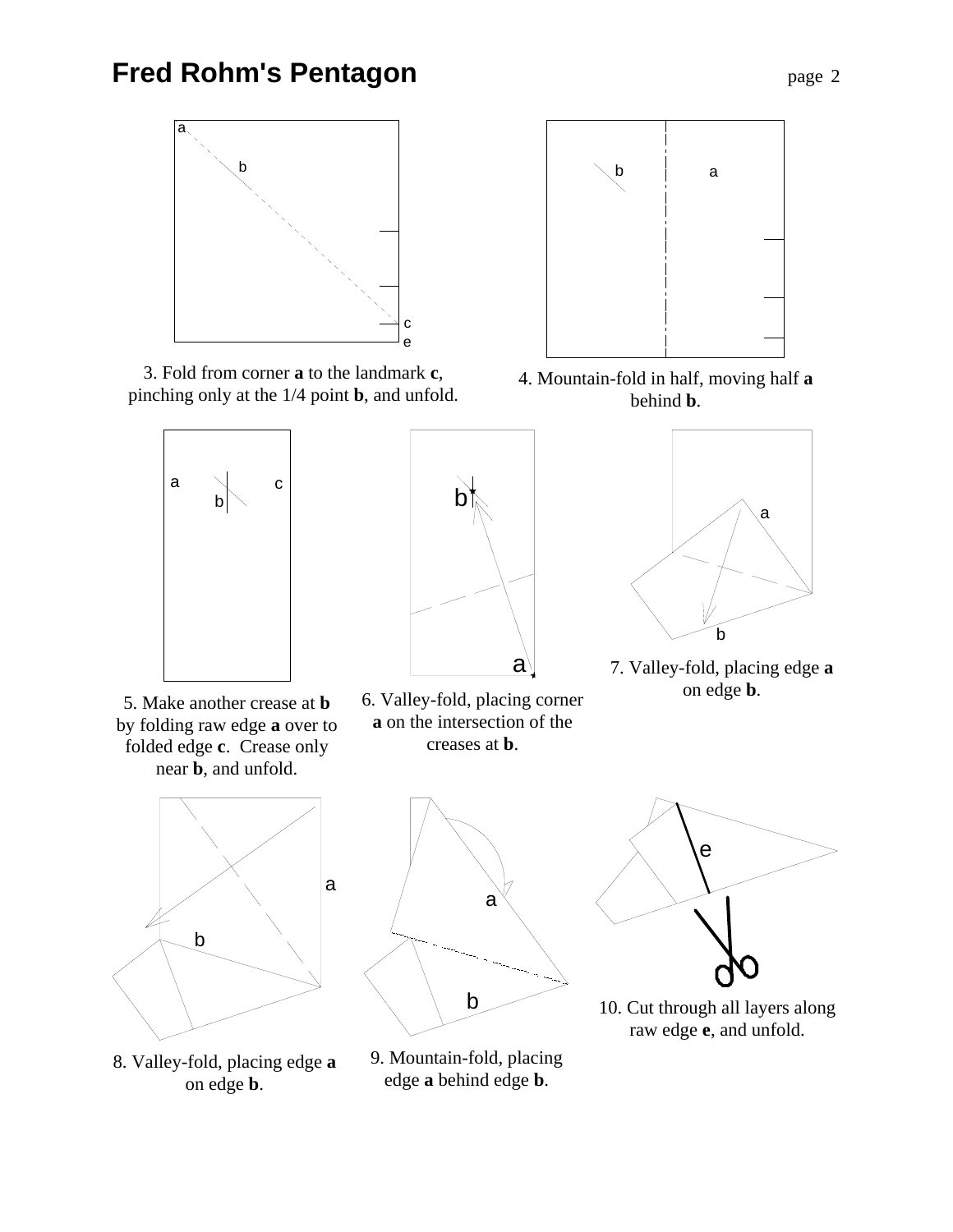# Fred Rohm's Pentagon

3. Fold from corner **a** to the landmark **c**, pinching only at the 1/4 point **b**, and unfold.

4. Mountain-fold in half, moving half **a** behind **b**.

5. Make another crease at **b** by folding raw edge **a** over to folded edge **c**. Crease only near **b**, and unfold.

6. Valley-fold, placing corner **a** on the intersection of the creases at **b**.

7. Valley-fold, placing edge **a** on edge **b**.

8. Valley-fold, placing edge **a** on edge **b**.

9. Mountain-fold, placing edge **a** behind edge **b**.

10. Cut through all layers along raw edge **e**, and unfold.